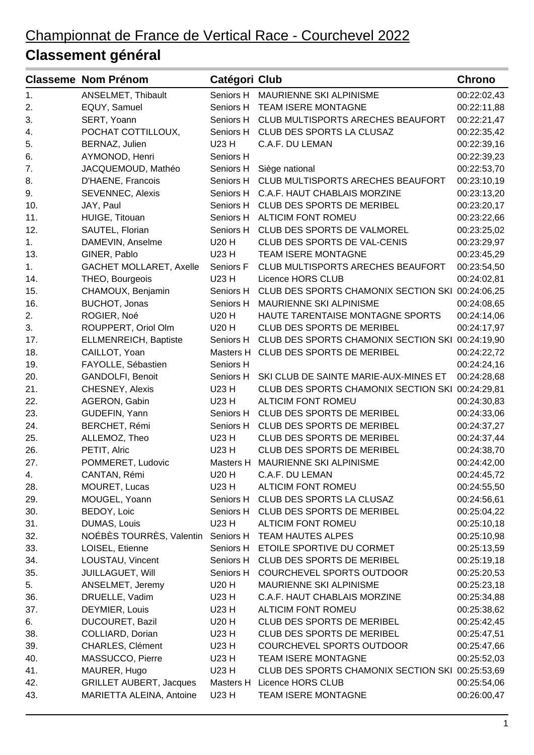# Championnat de France de Vertical Race - Courchevel 2022

## Classement général

| Classeme | Nom Prénom | Catégori | Club | Chrono |
|---|---|---|---|---|
| 1. | ANSELMET, Thibault | Seniors H | MAURIENNE SKI ALPINISME | 00:22:02,43 |
| 2. | EQUY, Samuel | Seniors H | TEAM ISERE MONTAGNE | 00:22:11,88 |
| 3. | SERT, Yoann | Seniors H | CLUB MULTISPORTS ARECHES BEAUFORT | 00:22:21,47 |
| 4. | POCHAT COTTILLOUX, | Seniors H | CLUB DES SPORTS LA CLUSAZ | 00:22:35,42 |
| 5. | BERNAZ, Julien | U23 H | C.A.F. DU LEMAN | 00:22:39,16 |
| 6. | AYMONOD, Henri | Seniors H | | 00:22:39,23 |
| 7. | JACQUEMOUD, Mathéo | Seniors H | Siège national | 00:22:53,70 |
| 8. | D'HAENE, Francois | Seniors H | CLUB MULTISPORTS ARECHES BEAUFORT | 00:23:10,19 |
| 9. | SEVENNEC, Alexis | Seniors H | C.A.F. HAUT CHABLAIS MORZINE | 00:23:13,20 |
| 10. | JAY, Paul | Seniors H | CLUB DES SPORTS DE MERIBEL | 00:23:20,17 |
| 11. | HUIGE, Titouan | Seniors H | ALTICIM FONT ROMEU | 00:23:22,66 |
| 12. | SAUTEL, Florian | Seniors H | CLUB DES SPORTS DE VALMOREL | 00:23:25,02 |
| 1. | DAMEVIN, Anselme | U20 H | CLUB DES SPORTS DE VAL-CENIS | 00:23:29,97 |
| 13. | GINER, Pablo | U23 H | TEAM ISERE MONTAGNE | 00:23:45,29 |
| 1. | GACHET MOLLARET, Axelle | Seniors F | CLUB MULTISPORTS ARECHES BEAUFORT | 00:23:54,50 |
| 14. | THEO, Bourgeois | U23 H | Licence HORS CLUB | 00:24:02,81 |
| 15. | CHAMOUX, Benjamin | Seniors H | CLUB DES SPORTS CHAMONIX SECTION SKI | 00:24:06,25 |
| 16. | BUCHOT, Jonas | Seniors H | MAURIENNE SKI ALPINISME | 00:24:08,65 |
| 2. | ROGIER, Noé | U20 H | HAUTE TARENTAISE MONTAGNE SPORTS | 00:24:14,06 |
| 3. | ROUPPERT, Oriol Olm | U20 H | CLUB DES SPORTS DE MERIBEL | 00:24:17,97 |
| 17. | ELLMENREICH, Baptiste | Seniors H | CLUB DES SPORTS CHAMONIX SECTION SKI | 00:24:19,90 |
| 18. | CAILLOT, Yoan | Masters H | CLUB DES SPORTS DE MERIBEL | 00:24:22,72 |
| 19. | FAYOLLE, Sébastien | Seniors H | | 00:24:24,16 |
| 20. | GANDOLFI, Benoit | Seniors H | SKI CLUB DE SAINTE MARIE-AUX-MINES ET | 00:24:28,68 |
| 21. | CHESNEY, Alexis | U23 H | CLUB DES SPORTS CHAMONIX SECTION SKI | 00:24:29,81 |
| 22. | AGERON, Gabin | U23 H | ALTICIM FONT ROMEU | 00:24:30,83 |
| 23. | GUDEFIN, Yann | Seniors H | CLUB DES SPORTS DE MERIBEL | 00:24:33,06 |
| 24. | BERCHET, Rémi | Seniors H | CLUB DES SPORTS DE MERIBEL | 00:24:37,27 |
| 25. | ALLEMOZ, Theo | U23 H | CLUB DES SPORTS DE MERIBEL | 00:24:37,44 |
| 26. | PETIT, Alric | U23 H | CLUB DES SPORTS DE MERIBEL | 00:24:38,70 |
| 27. | POMMERET, Ludovic | Masters H | MAURIENNE SKI ALPINISME | 00:24:42,00 |
| 4. | CANTAN, Rémi | U20 H | C.A.F. DU LEMAN | 00:24:45,72 |
| 28. | MOURET, Lucas | U23 H | ALTICIM FONT ROMEU | 00:24:55,50 |
| 29. | MOUGEL, Yoann | Seniors H | CLUB DES SPORTS LA CLUSAZ | 00:24:56,61 |
| 30. | BEDOY, Loic | Seniors H | CLUB DES SPORTS DE MERIBEL | 00:25:04,22 |
| 31. | DUMAS, Louis | U23 H | ALTICIM FONT ROMEU | 00:25:10,18 |
| 32. | NOÉBÈS TOURRÈS, Valentin | Seniors H | TEAM HAUTES ALPES | 00:25:10,98 |
| 33. | LOISEL, Etienne | Seniors H | ETOILE SPORTIVE DU CORMET | 00:25:13,59 |
| 34. | LOUSTAU, Vincent | Seniors H | CLUB DES SPORTS DE MERIBEL | 00:25:19,18 |
| 35. | JUILLAGUET, Will | Seniors H | COURCHEVEL SPORTS OUTDOOR | 00:25:20,53 |
| 5. | ANSELMET, Jeremy | U20 H | MAURIENNE SKI ALPINISME | 00:25:23,18 |
| 36. | DRUELLE, Vadim | U23 H | C.A.F. HAUT CHABLAIS MORZINE | 00:25:34,88 |
| 37. | DEYMIER, Louis | U23 H | ALTICIM FONT ROMEU | 00:25:38,62 |
| 6. | DUCOURET, Bazil | U20 H | CLUB DES SPORTS DE MERIBEL | 00:25:42,45 |
| 38. | COLLIARD, Dorian | U23 H | CLUB DES SPORTS DE MERIBEL | 00:25:47,51 |
| 39. | CHARLES, Clément | U23 H | COURCHEVEL SPORTS OUTDOOR | 00:25:47,66 |
| 40. | MASSUCCO, Pierre | U23 H | TEAM ISERE MONTAGNE | 00:25:52,03 |
| 41. | MAURER, Hugo | U23 H | CLUB DES SPORTS CHAMONIX SECTION SKI | 00:25:53,69 |
| 42. | GRILLET AUBERT, Jacques | Masters H | Licence HORS CLUB | 00:25:54,06 |
| 43. | MARIETTA ALEINA, Antoine | U23 H | TEAM ISERE MONTAGNE | 00:26:00,47 |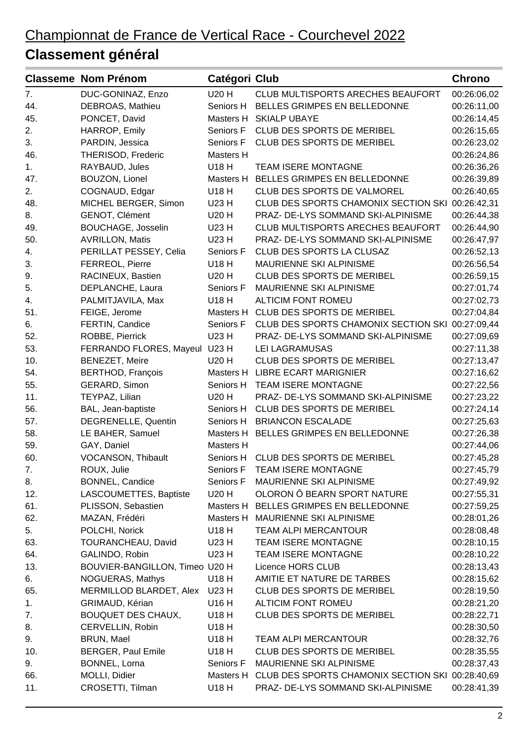# Championnat de France de Vertical Race - Courchevel 2022

## Classement général

| Classeme | Nom Prénom | Catégori | Club | Chrono |
|---|---|---|---|---|
| 7. | DUC-GONINAZ, Enzo | U20 H | CLUB MULTISPORTS ARECHES BEAUFORT | 00:26:06,02 |
| 44. | DEBROAS, Mathieu | Seniors H | BELLES GRIMPES EN BELLEDONNE | 00:26:11,00 |
| 45. | PONCET, David | Masters H | SKIALP UBAYE | 00:26:14,45 |
| 2. | HARROP, Emily | Seniors F | CLUB DES SPORTS DE MERIBEL | 00:26:15,65 |
| 3. | PARDIN, Jessica | Seniors F | CLUB DES SPORTS DE MERIBEL | 00:26:23,02 |
| 46. | THERISOD, Frederic | Masters H | | 00:26:24,86 |
| 1. | RAYBAUD, Jules | U18 H | TEAM ISERE MONTAGNE | 00:26:36,26 |
| 47. | BOUZON, Lionel | Masters H | BELLES GRIMPES EN BELLEDONNE | 00:26:39,89 |
| 2. | COGNAUD, Edgar | U18 H | CLUB DES SPORTS DE VALMOREL | 00:26:40,65 |
| 48. | MICHEL BERGER, Simon | U23 H | CLUB DES SPORTS CHAMONIX SECTION SKI | 00:26:42,31 |
| 8. | GENOT, Clément | U20 H | PRAZ- DE-LYS SOMMAND SKI-ALPINISME | 00:26:44,38 |
| 49. | BOUCHAGE, Josselin | U23 H | CLUB MULTISPORTS ARECHES BEAUFORT | 00:26:44,90 |
| 50. | AVRILLON, Matis | U23 H | PRAZ- DE-LYS SOMMAND SKI-ALPINISME | 00:26:47,97 |
| 4. | PERILLAT PESSEY, Celia | Seniors F | CLUB DES SPORTS LA CLUSAZ | 00:26:52,13 |
| 3. | FERREOL, Pierre | U18 H | MAURIENNE SKI ALPINISME | 00:26:56,54 |
| 9. | RACINEUX, Bastien | U20 H | CLUB DES SPORTS DE MERIBEL | 00:26:59,15 |
| 5. | DEPLANCHE, Laura | Seniors F | MAURIENNE SKI ALPINISME | 00:27:01,74 |
| 4. | PALMITJAVILA, Max | U18 H | ALTICIM FONT ROMEU | 00:27:02,73 |
| 51. | FEIGE, Jerome | Masters H | CLUB DES SPORTS DE MERIBEL | 00:27:04,84 |
| 6. | FERTIN, Candice | Seniors F | CLUB DES SPORTS CHAMONIX SECTION SKI | 00:27:09,44 |
| 52. | ROBBE, Pierrick | U23 H | PRAZ- DE-LYS SOMMAND SKI-ALPINISME | 00:27:09,69 |
| 53. | FERRANDO FLORES, Mayeul | U23 H | LEI LAGRAMUSAS | 00:27:11,38 |
| 10. | BENEZET, Meire | U20 H | CLUB DES SPORTS DE MERIBEL | 00:27:13,47 |
| 54. | BERTHOD, François | Masters H | LIBRE ECART MARIGNIER | 00:27:16,62 |
| 55. | GERARD, Simon | Seniors H | TEAM ISERE MONTAGNE | 00:27:22,56 |
| 11. | TEYPAZ, Lilian | U20 H | PRAZ- DE-LYS SOMMAND SKI-ALPINISME | 00:27:23,22 |
| 56. | BAL, Jean-baptiste | Seniors H | CLUB DES SPORTS DE MERIBEL | 00:27:24,14 |
| 57. | DEGRENELLE, Quentin | Seniors H | BRIANCON ESCALADE | 00:27:25,63 |
| 58. | LE BAHER, Samuel | Masters H | BELLES GRIMPES EN BELLEDONNE | 00:27:26,38 |
| 59. | GAY, Daniel | Masters H | | 00:27:44,06 |
| 60. | VOCANSON, Thibault | Seniors H | CLUB DES SPORTS DE MERIBEL | 00:27:45,28 |
| 7. | ROUX, Julie | Seniors F | TEAM ISERE MONTAGNE | 00:27:45,79 |
| 8. | BONNEL, Candice | Seniors F | MAURIENNE SKI ALPINISME | 00:27:49,92 |
| 12. | LASCOUMETTES, Baptiste | U20 H | OLORON Ô BEARN SPORT NATURE | 00:27:55,31 |
| 61. | PLISSON, Sebastien | Masters H | BELLES GRIMPES EN BELLEDONNE | 00:27:59,25 |
| 62. | MAZAN, Frédéri | Masters H | MAURIENNE SKI ALPINISME | 00:28:01,26 |
| 5. | POLCHI, Norick | U18 H | TEAM ALPI MERCANTOUR | 00:28:08,48 |
| 63. | TOURANCHEAU, David | U23 H | TEAM ISERE MONTAGNE | 00:28:10,15 |
| 64. | GALINDO, Robin | U23 H | TEAM ISERE MONTAGNE | 00:28:10,22 |
| 13. | BOUVIER-BANGILLON, Timeo | U20 H | Licence HORS CLUB | 00:28:13,43 |
| 6. | NOGUERAS, Mathys | U18 H | AMITIE ET NATURE DE TARBES | 00:28:15,62 |
| 65. | MERMILLOD BLARDET, Alex | U23 H | CLUB DES SPORTS DE MERIBEL | 00:28:19,50 |
| 1. | GRIMAUD, Kérian | U16 H | ALTICIM FONT ROMEU | 00:28:21,20 |
| 7. | BOUQUET DES CHAUX, | U18 H | CLUB DES SPORTS DE MERIBEL | 00:28:22,71 |
| 8. | CERVELLIN, Robin | U18 H | | 00:28:30,50 |
| 9. | BRUN, Mael | U18 H | TEAM ALPI MERCANTOUR | 00:28:32,76 |
| 10. | BERGER, Paul Emile | U18 H | CLUB DES SPORTS DE MERIBEL | 00:28:35,55 |
| 9. | BONNEL, Lorna | Seniors F | MAURIENNE SKI ALPINISME | 00:28:37,43 |
| 66. | MOLLI, Didier | Masters H | CLUB DES SPORTS CHAMONIX SECTION SKI | 00:28:40,69 |
| 11. | CROSETTI, Tilman | U18 H | PRAZ- DE-LYS SOMMAND SKI-ALPINISME | 00:28:41,39 |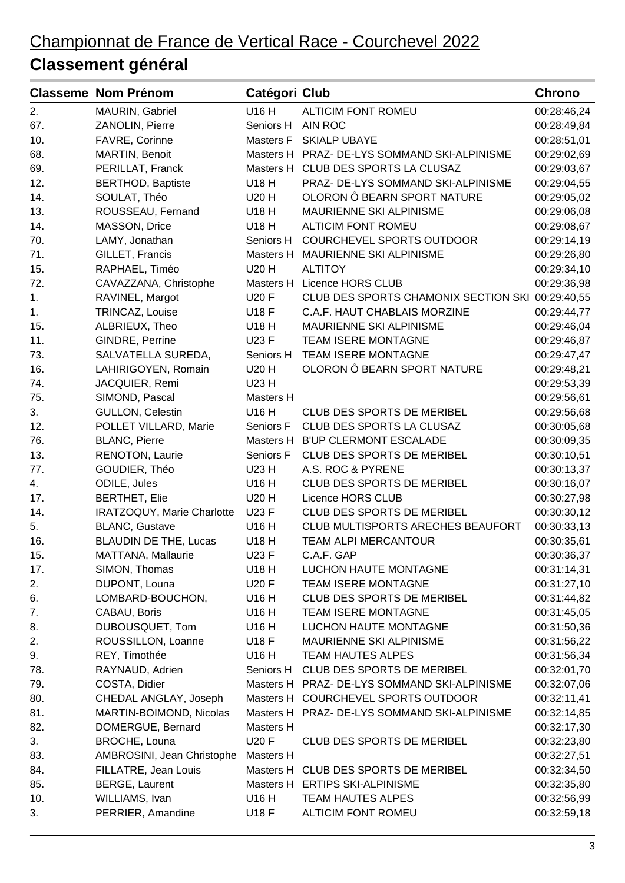# Championnat de France de Vertical Race - Courchevel 2022

## Classement général

| Classeme | Nom Prénom | Catégori | Club | Chrono |
|---|---|---|---|---|
| 2. | MAURIN, Gabriel | U16 H | ALTICIM FONT ROMEU | 00:28:46,24 |
| 67. | ZANOLIN, Pierre | Seniors H | AIN ROC | 00:28:49,84 |
| 10. | FAVRE, Corinne | Masters F | SKIALP UBAYE | 00:28:51,01 |
| 68. | MARTIN, Benoit | Masters H | PRAZ- DE-LYS SOMMAND SKI-ALPINISME | 00:29:02,69 |
| 69. | PERILLAT, Franck | Masters H | CLUB DES SPORTS LA CLUSAZ | 00:29:03,67 |
| 12. | BERTHOD, Baptiste | U18 H | PRAZ- DE-LYS SOMMAND SKI-ALPINISME | 00:29:04,55 |
| 14. | SOULAT, Théo | U20 H | OLORON Ô BEARN SPORT NATURE | 00:29:05,02 |
| 13. | ROUSSEAU, Fernand | U18 H | MAURIENNE SKI ALPINISME | 00:29:06,08 |
| 14. | MASSON, Drice | U18 H | ALTICIM FONT ROMEU | 00:29:08,67 |
| 70. | LAMY, Jonathan | Seniors H | COURCHEVEL SPORTS OUTDOOR | 00:29:14,19 |
| 71. | GILLET, Francis | Masters H | MAURIENNE SKI ALPINISME | 00:29:26,80 |
| 15. | RAPHAEL, Timéo | U20 H | ALTITOY | 00:29:34,10 |
| 72. | CAVAZZANA, Christophe | Masters H | Licence HORS CLUB | 00:29:36,98 |
| 1. | RAVINEL, Margot | U20 F | CLUB DES SPORTS CHAMONIX SECTION SKI | 00:29:40,55 |
| 1. | TRINCAZ, Louise | U18 F | C.A.F. HAUT CHABLAIS MORZINE | 00:29:44,77 |
| 15. | ALBRIEUX, Theo | U18 H | MAURIENNE SKI ALPINISME | 00:29:46,04 |
| 11. | GINDRE, Perrine | U23 F | TEAM ISERE MONTAGNE | 00:29:46,87 |
| 73. | SALVATELLA SUREDA, | Seniors H | TEAM ISERE MONTAGNE | 00:29:47,47 |
| 16. | LAHIRIGOYEN, Romain | U20 H | OLORON Ô BEARN SPORT NATURE | 00:29:48,21 |
| 74. | JACQUIER, Remi | U23 H | | 00:29:53,39 |
| 75. | SIMOND, Pascal | Masters H | | 00:29:56,61 |
| 3. | GULLON, Celestin | U16 H | CLUB DES SPORTS DE MERIBEL | 00:29:56,68 |
| 12. | POLLET VILLARD, Marie | Seniors F | CLUB DES SPORTS LA CLUSAZ | 00:30:05,68 |
| 76. | BLANC, Pierre | Masters H | B'UP CLERMONT ESCALADE | 00:30:09,35 |
| 13. | RENOTON, Laurie | Seniors F | CLUB DES SPORTS DE MERIBEL | 00:30:10,51 |
| 77. | GOUDIER, Théo | U23 H | A.S. ROC & PYRENE | 00:30:13,37 |
| 4. | ODILE, Jules | U16 H | CLUB DES SPORTS DE MERIBEL | 00:30:16,07 |
| 17. | BERTHET, Elie | U20 H | Licence HORS CLUB | 00:30:27,98 |
| 14. | IRATZOQUY, Marie Charlotte | U23 F | CLUB DES SPORTS DE MERIBEL | 00:30:30,12 |
| 5. | BLANC, Gustave | U16 H | CLUB MULTISPORTS ARECHES BEAUFORT | 00:30:33,13 |
| 16. | BLAUDIN DE THE, Lucas | U18 H | TEAM ALPI MERCANTOUR | 00:30:35,61 |
| 15. | MATTANA, Mallaurie | U23 F | C.A.F. GAP | 00:30:36,37 |
| 17. | SIMON, Thomas | U18 H | LUCHON HAUTE MONTAGNE | 00:31:14,31 |
| 2. | DUPONT, Louna | U20 F | TEAM ISERE MONTAGNE | 00:31:27,10 |
| 6. | LOMBARD-BOUCHON, | U16 H | CLUB DES SPORTS DE MERIBEL | 00:31:44,82 |
| 7. | CABAU, Boris | U16 H | TEAM ISERE MONTAGNE | 00:31:45,05 |
| 8. | DUBOUSQUET, Tom | U16 H | LUCHON HAUTE MONTAGNE | 00:31:50,36 |
| 2. | ROUSSILLON, Loanne | U18 F | MAURIENNE SKI ALPINISME | 00:31:56,22 |
| 9. | REY, Timothée | U16 H | TEAM HAUTES ALPES | 00:31:56,34 |
| 78. | RAYNAUD, Adrien | Seniors H | CLUB DES SPORTS DE MERIBEL | 00:32:01,70 |
| 79. | COSTA, Didier | Masters H | PRAZ- DE-LYS SOMMAND SKI-ALPINISME | 00:32:07,06 |
| 80. | CHEDAL ANGLAY, Joseph | Masters H | COURCHEVEL SPORTS OUTDOOR | 00:32:11,41 |
| 81. | MARTIN-BOIMOND, Nicolas | Masters H | PRAZ- DE-LYS SOMMAND SKI-ALPINISME | 00:32:14,85 |
| 82. | DOMERGUE, Bernard | Masters H | | 00:32:17,30 |
| 3. | BROCHE, Louna | U20 F | CLUB DES SPORTS DE MERIBEL | 00:32:23,80 |
| 83. | AMBROSINI, Jean Christophe | Masters H | | 00:32:27,51 |
| 84. | FILLATRE, Jean Louis | Masters H | CLUB DES SPORTS DE MERIBEL | 00:32:34,50 |
| 85. | BERGE, Laurent | Masters H | ERTIPS SKI-ALPINISME | 00:32:35,80 |
| 10. | WILLIAMS, Ivan | U16 H | TEAM HAUTES ALPES | 00:32:56,99 |
| 3. | PERRIER, Amandine | U18 F | ALTICIM FONT ROMEU | 00:32:59,18 |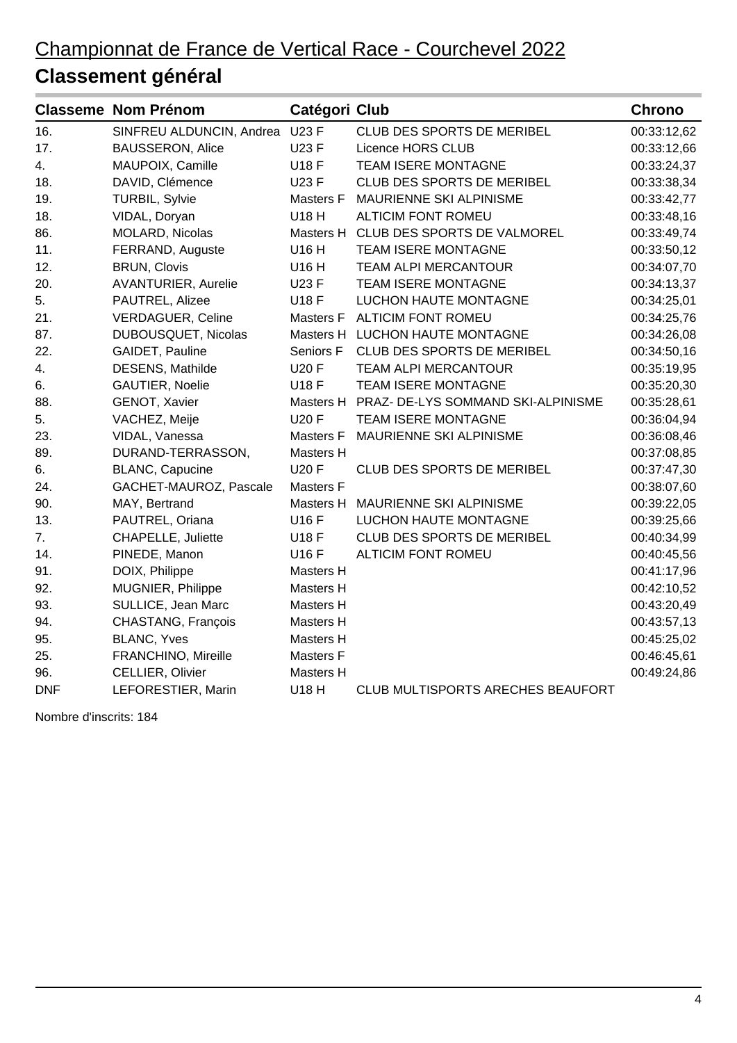# Championnat de France de Vertical Race - Courchevel 2022

## Classement général

| Classeme | Nom Prénom | Catégori | Club | Chrono |
|---|---|---|---|---|
| 16. | SINFREU ALDUNCIN, Andrea | U23 F | CLUB DES SPORTS DE MERIBEL | 00:33:12,62 |
| 17. | BAUSSERON, Alice | U23 F | Licence HORS CLUB | 00:33:12,66 |
| 4. | MAUPOIX, Camille | U18 F | TEAM ISERE MONTAGNE | 00:33:24,37 |
| 18. | DAVID, Clémence | U23 F | CLUB DES SPORTS DE MERIBEL | 00:33:38,34 |
| 19. | TURBIL, Sylvie | Masters F | MAURIENNE SKI ALPINISME | 00:33:42,77 |
| 18. | VIDAL, Doryan | U18 H | ALTICIM FONT ROMEU | 00:33:48,16 |
| 86. | MOLARD, Nicolas | Masters H | CLUB DES SPORTS DE VALMOREL | 00:33:49,74 |
| 11. | FERRAND, Auguste | U16 H | TEAM ISERE MONTAGNE | 00:33:50,12 |
| 12. | BRUN, Clovis | U16 H | TEAM ALPI MERCANTOUR | 00:34:07,70 |
| 20. | AVANTURIER, Aurelie | U23 F | TEAM ISERE MONTAGNE | 00:34:13,37 |
| 5. | PAUTREL, Alizee | U18 F | LUCHON HAUTE MONTAGNE | 00:34:25,01 |
| 21. | VERDAGUER, Celine | Masters F | ALTICIM FONT ROMEU | 00:34:25,76 |
| 87. | DUBOUSQUET, Nicolas | Masters H | LUCHON HAUTE MONTAGNE | 00:34:26,08 |
| 22. | GAIDET, Pauline | Seniors F | CLUB DES SPORTS DE MERIBEL | 00:34:50,16 |
| 4. | DESENS, Mathilde | U20 F | TEAM ALPI MERCANTOUR | 00:35:19,95 |
| 6. | GAUTIER, Noelie | U18 F | TEAM ISERE MONTAGNE | 00:35:20,30 |
| 88. | GENOT, Xavier | Masters H | PRAZ- DE-LYS SOMMAND SKI-ALPINISME | 00:35:28,61 |
| 5. | VACHEZ, Meije | U20 F | TEAM ISERE MONTAGNE | 00:36:04,94 |
| 23. | VIDAL, Vanessa | Masters F | MAURIENNE SKI ALPINISME | 00:36:08,46 |
| 89. | DURAND-TERRASSON, | Masters H | | 00:37:08,85 |
| 6. | BLANC, Capucine | U20 F | CLUB DES SPORTS DE MERIBEL | 00:37:47,30 |
| 24. | GACHET-MAUROZ, Pascale | Masters F | | 00:38:07,60 |
| 90. | MAY, Bertrand | Masters H | MAURIENNE SKI ALPINISME | 00:39:22,05 |
| 13. | PAUTREL, Oriana | U16 F | LUCHON HAUTE MONTAGNE | 00:39:25,66 |
| 7. | CHAPELLE, Juliette | U18 F | CLUB DES SPORTS DE MERIBEL | 00:40:34,99 |
| 14. | PINEDE, Manon | U16 F | ALTICIM FONT ROMEU | 00:40:45,56 |
| 91. | DOIX, Philippe | Masters H | | 00:41:17,96 |
| 92. | MUGNIER, Philippe | Masters H | | 00:42:10,52 |
| 93. | SULLICE, Jean Marc | Masters H | | 00:43:20,49 |
| 94. | CHASTANG, François | Masters H | | 00:43:57,13 |
| 95. | BLANC, Yves | Masters H | | 00:45:25,02 |
| 25. | FRANCHINO, Mireille | Masters F | | 00:46:45,61 |
| 96. | CELLIER, Olivier | Masters H | | 00:49:24,86 |
| DNF | LEFORESTIER, Marin | U18 H | CLUB MULTISPORTS ARECHES BEAUFORT | |

Nombre d'inscrits: 184